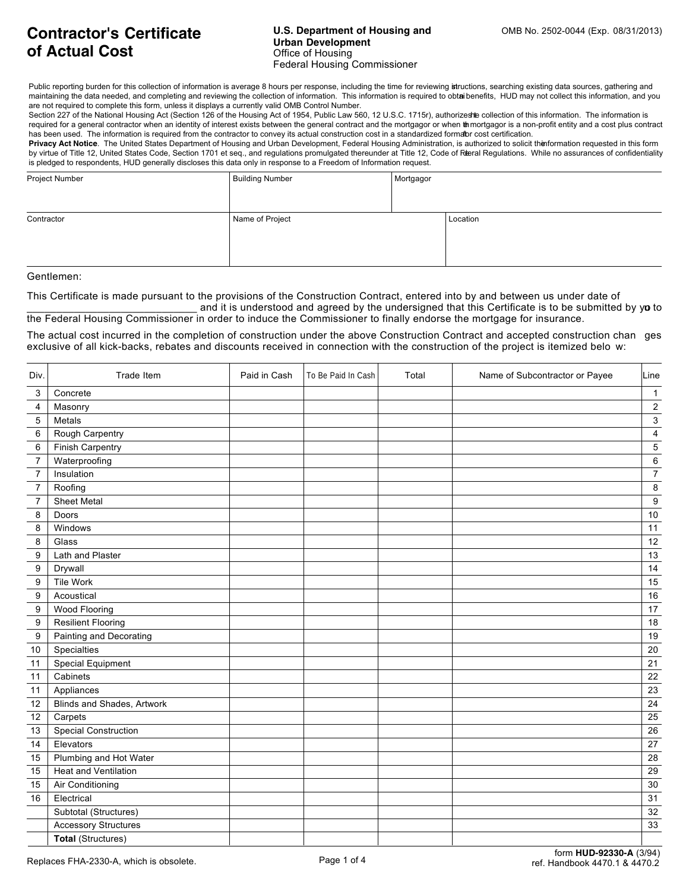# Contractor's Certificate of Actual Cost

**U.S. Department of Housing and Urban Development**
Office of Housing
Federal Housing Commissioner

OMB No. 2502-0044 (Exp. 08/31/2013)

Public reporting burden for this collection of information is average 8 hours per response, including the time for reviewing instructions, searching existing data sources, gathering and maintaining the data needed, and completing and reviewing the collection of information. This information is required to obtain benefits, HUD may not collect this information, and you are not required to complete this form, unless it displays a currently valid OMB Control Number.
Section 227 of the National Housing Act (Section 126 of the Housing Act of 1954, Public Law 560, 12 U.S.C. 1715r), authorizes the collection of this information. The information is required for a general contractor when an identity of interest exists between the general contract and the mortgagor or when the mortgagor is a non-profit entity and a cost plus contract has been used. The information is required from the contractor to convey its actual construction cost in a standardized format for cost certification.
**Privacy Act Notice**. The United States Department of Housing and Urban Development, Federal Housing Administration, is authorized to solicit the information requested in this form by virtue of Title 12, United States Code, Section 1701 et seq., and regulations promulgated thereunder at Title 12, Code of Federal Regulations. While no assurances of confidentiality is pledged to respondents, HUD generally discloses this data only in response to a Freedom of Information request.

| Project Number | Building Number | Mortgagor |
|---|---|---|
| | | |

| Contractor | Name of Project | Location |
|---|---|---|
| | | |

Gentlemen:

This Certificate is made pursuant to the provisions of the Construction Contract, entered into by and between us under date of ____________________________ and it is understood and agreed by the undersigned that this Certificate is to be submitted by you to the Federal Housing Commissioner in order to induce the Commissioner to finally endorse the mortgage for insurance.

The actual cost incurred in the completion of construction under the above Construction Contract and accepted construction changes exclusive of all kick-backs, rebates and discounts received in connection with the construction of the project is itemized below:

| Div. | Trade Item | Paid in Cash | To Be Paid In Cash | Total | Name of Subcontractor or Payee | Line |
|---|---|---|---|---|---|---|
| 3 | Concrete | | | | | 1 |
| 4 | Masonry | | | | | 2 |
| 5 | Metals | | | | | 3 |
| 6 | Rough Carpentry | | | | | 4 |
| 6 | Finish Carpentry | | | | | 5 |
| 7 | Waterproofing | | | | | 6 |
| 7 | Insulation | | | | | 7 |
| 7 | Roofing | | | | | 8 |
| 7 | Sheet Metal | | | | | 9 |
| 8 | Doors | | | | | 10 |
| 8 | Windows | | | | | 11 |
| 8 | Glass | | | | | 12 |
| 9 | Lath and Plaster | | | | | 13 |
| 9 | Drywall | | | | | 14 |
| 9 | Tile Work | | | | | 15 |
| 9 | Acoustical | | | | | 16 |
| 9 | Wood Flooring | | | | | 17 |
| 9 | Resilient Flooring | | | | | 18 |
| 9 | Painting and Decorating | | | | | 19 |
| 10 | Specialties | | | | | 20 |
| 11 | Special Equipment | | | | | 21 |
| 11 | Cabinets | | | | | 22 |
| 11 | Appliances | | | | | 23 |
| 12 | Blinds and Shades, Artwork | | | | | 24 |
| 12 | Carpets | | | | | 25 |
| 13 | Special Construction | | | | | 26 |
| 14 | Elevators | | | | | 27 |
| 15 | Plumbing and Hot Water | | | | | 28 |
| 15 | Heat and Ventilation | | | | | 29 |
| 15 | Air Conditioning | | | | | 30 |
| 16 | Electrical | | | | | 31 |
| | Subtotal (Structures) | | | | | 32 |
| | Accessory Structures | | | | | 33 |
| | **Total** (Structures) | | | | | |

Replaces FHA-2330-A, which is obsolete.

form **HUD-92330-A** (3/94)
ref. Handbook 4470.1 & 4470.2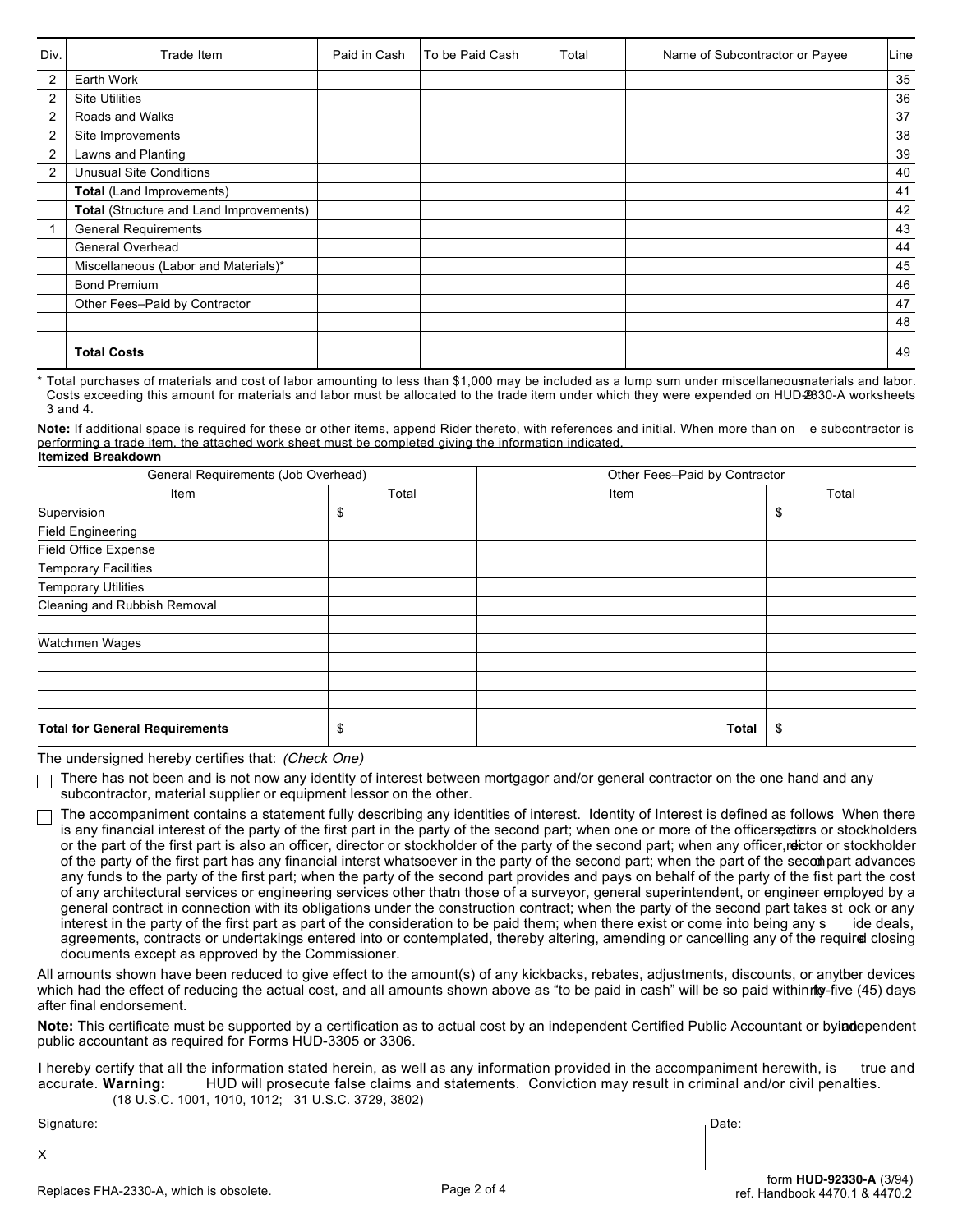| Div. | Trade Item | Paid in Cash | To be Paid Cash | Total | Name of Subcontractor or Payee | Line |
|---|---|---|---|---|---|---|
| 2 | Earth Work | | | | | 35 |
| 2 | Site Utilities | | | | | 36 |
| 2 | Roads and Walks | | | | | 37 |
| 2 | Site Improvements | | | | | 38 |
| 2 | Lawns and Planting | | | | | 39 |
| 2 | Unusual Site Conditions | | | | | 40 |
| | **Total** (Land Improvements) | | | | | 41 |
| | **Total** (Structure and Land Improvements) | | | | | 42 |
| 1 | General Requirements | | | | | 43 |
| | General Overhead | | | | | 44 |
| | Miscellaneous (Labor and Materials)* | | | | | 45 |
| | Bond Premium | | | | | 46 |
| | Other Fees–Paid by Contractor | | | | | 47 |
| | | | | | | 48 |
| | **Total Costs** | | | | | 49 |

\* Total purchases of materials and cost of labor amounting to less than $1,000 may be included as a lump sum under miscellaneous materials and labor. Costs exceeding this amount for materials and labor must be allocated to the trade item under which they were expended on HUD-2330-A worksheets 3 and 4.

**Note:** If additional space is required for these or other items, append Rider thereto, with references and initial. When more than one subcontractor is performing a trade item, the attached work sheet must be completed giving the information indicated.

**Itemized Breakdown**

| General Requirements (Job Overhead) | | Other Fees–Paid by Contractor | |
|---|---|---|---|
| Item | Total | Item | Total |
| Supervision | $ | | $ |
| Field Engineering | | | |
| Field Office Expense | | | |
| Temporary Facilities | | | |
| Temporary Utilities | | | |
| Cleaning and Rubbish Removal | | | |
| | | | |
| Watchmen Wages | | | |
| | | | |
| | | | |
| | | | |
| **Total for General Requirements** | $ | **Total** | $ |

The undersigned hereby certifies that: *(Check One)*

☐ There has not been and is not now any identity of interest between mortgagor and/or general contractor on the one hand and any subcontractor, material supplier or equipment lessor on the other.

☐ The accompaniment contains a statement fully describing any identities of interest. Identity of Interest is defined as follows: When there is any financial interest of the party of the first part in the party of the second part; when one or more of the officers, directors or stockholders or the part of the first part is also an officer, director or stockholder of the party of the second part; when any officer, director or stockholder of the party of the first part has any financial interst whatsoever in the party of the second part; when the part of the second part advances any funds to the party of the first part; when the party of the second part provides and pays on behalf of the party of the first part the cost of any architectural services or engineering services other thatn those of a surveyor, general superintendent, or engineer employed by a general contract in connection with its obligations under the construction contract; when the party of the second part takes stock or any interest in the party of the first part as part of the consideration to be paid them; when there exist or come into being any side deals, agreements, contracts or undertakings entered into or contemplated, thereby altering, amending or cancelling any of the required closing documents except as approved by the Commissioner.

All amounts shown have been reduced to give effect to the amount(s) of any kickbacks, rebates, adjustments, discounts, or any other devices which had the effect of reducing the actual cost, and all amounts shown above as "to be paid in cash" will be so paid within forty-five (45) days after final endorsement.

**Note:** This certificate must be supported by a certification as to actual cost by an independent Certified Public Accountant or by an independent public accountant as required for Forms HUD-3305 or 3306.

I hereby certify that all the information stated herein, as well as any information provided in the accompaniment herewith, is true and accurate. **Warning:** HUD will prosecute false claims and statements. Conviction may result in criminal and/or civil penalties. (18 U.S.C. 1001, 1010, 1012; 31 U.S.C. 3729, 3802)

Signature: X

Date:

Replaces FHA-2330-A, which is obsolete.

form **HUD-92330-A** (3/94)
ref. Handbook 4470.1 & 4470.2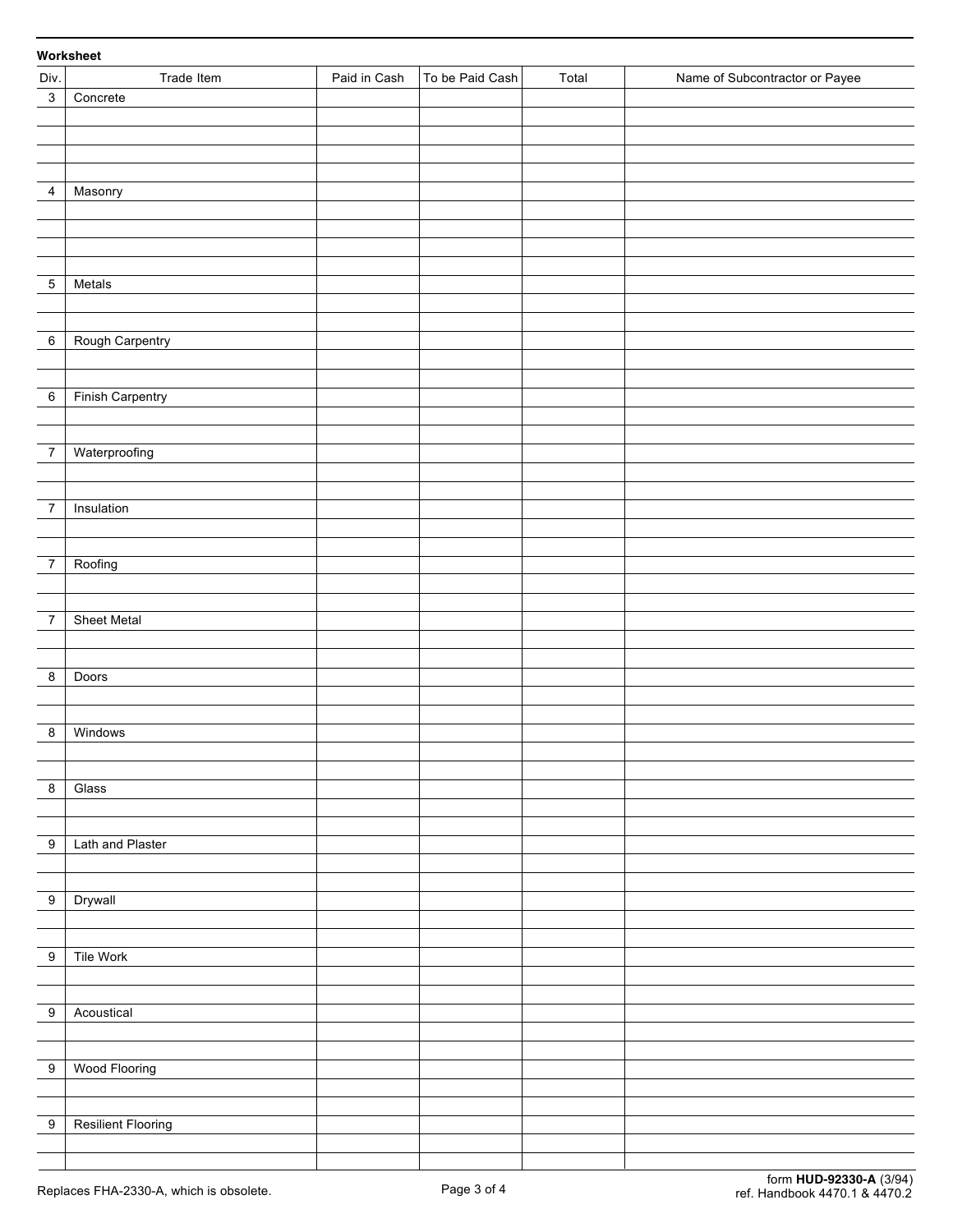**Worksheet**

| Div. | Trade Item | Paid in Cash | To be Paid Cash | Total | Name of Subcontractor or Payee |
|---|---|---|---|---|---|
| 3 | Concrete | | | | |
| | | | | | |
| | | | | | |
| | | | | | |
| | | | | | |
| 4 | Masonry | | | | |
| | | | | | |
| | | | | | |
| | | | | | |
| | | | | | |
| 5 | Metals | | | | |
| | | | | | |
| | | | | | |
| 6 | Rough Carpentry | | | | |
| | | | | | |
| | | | | | |
| 6 | Finish Carpentry | | | | |
| | | | | | |
| | | | | | |
| 7 | Waterproofing | | | | |
| | | | | | |
| | | | | | |
| 7 | Insulation | | | | |
| | | | | | |
| | | | | | |
| 7 | Roofing | | | | |
| | | | | | |
| | | | | | |
| 7 | Sheet Metal | | | | |
| | | | | | |
| | | | | | |
| 8 | Doors | | | | |
| | | | | | |
| | | | | | |
| 8 | Windows | | | | |
| | | | | | |
| | | | | | |
| 8 | Glass | | | | |
| | | | | | |
| | | | | | |
| 9 | Lath and Plaster | | | | |
| | | | | | |
| | | | | | |
| 9 | Drywall | | | | |
| | | | | | |
| | | | | | |
| 9 | Tile Work | | | | |
| | | | | | |
| | | | | | |
| 9 | Acoustical | | | | |
| | | | | | |
| | | | | | |
| 9 | Wood Flooring | | | | |
| | | | | | |
| | | | | | |
| 9 | Resilient Flooring | | | | |
| | | | | | |
| | | | | | |

Replaces FHA-2330-A, which is obsolete.

form **HUD-92330-A** (3/94)
ref. Handbook 4470.1 & 4470.2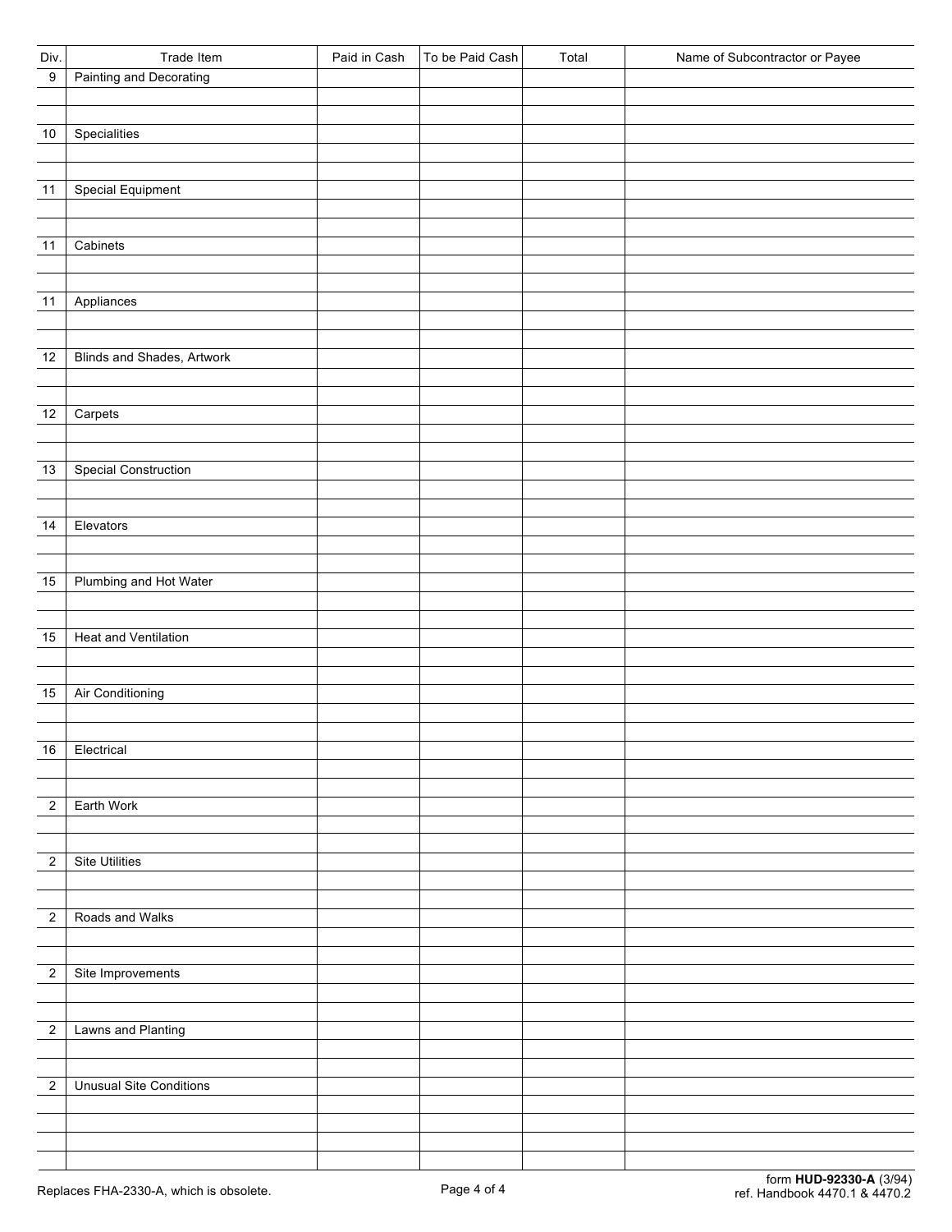| Div. | Trade Item | Paid in Cash | To be Paid Cash | Total | Name of Subcontractor or Payee |
|---|---|---|---|---|---|
| 9 | Painting and Decorating | | | | |
| | | | | | |
| | | | | | |
| 10 | Specialities | | | | |
| | | | | | |
| | | | | | |
| 11 | Special Equipment | | | | |
| | | | | | |
| | | | | | |
| 11 | Cabinets | | | | |
| | | | | | |
| | | | | | |
| 11 | Appliances | | | | |
| | | | | | |
| | | | | | |
| 12 | Blinds and Shades, Artwork | | | | |
| | | | | | |
| | | | | | |
| 12 | Carpets | | | | |
| | | | | | |
| | | | | | |
| 13 | Special Construction | | | | |
| | | | | | |
| | | | | | |
| 14 | Elevators | | | | |
| | | | | | |
| | | | | | |
| 15 | Plumbing and Hot Water | | | | |
| | | | | | |
| | | | | | |
| 15 | Heat and Ventilation | | | | |
| | | | | | |
| | | | | | |
| 15 | Air Conditioning | | | | |
| | | | | | |
| | | | | | |
| 16 | Electrical | | | | |
| | | | | | |
| | | | | | |
| 2 | Earth Work | | | | |
| | | | | | |
| | | | | | |
| 2 | Site Utilities | | | | |
| | | | | | |
| | | | | | |
| 2 | Roads and Walks | | | | |
| | | | | | |
| | | | | | |
| 2 | Site Improvements | | | | |
| | | | | | |
| | | | | | |
| 2 | Lawns and Planting | | | | |
| | | | | | |
| | | | | | |
| 2 | Unusual Site Conditions | | | | |
| | | | | | |
| | | | | | |
| | | | | | |
| | | | | | |

Replaces FHA-2330-A, which is obsolete.

form **HUD-92330-A** (3/94)
ref. Handbook 4470.1 & 4470.2